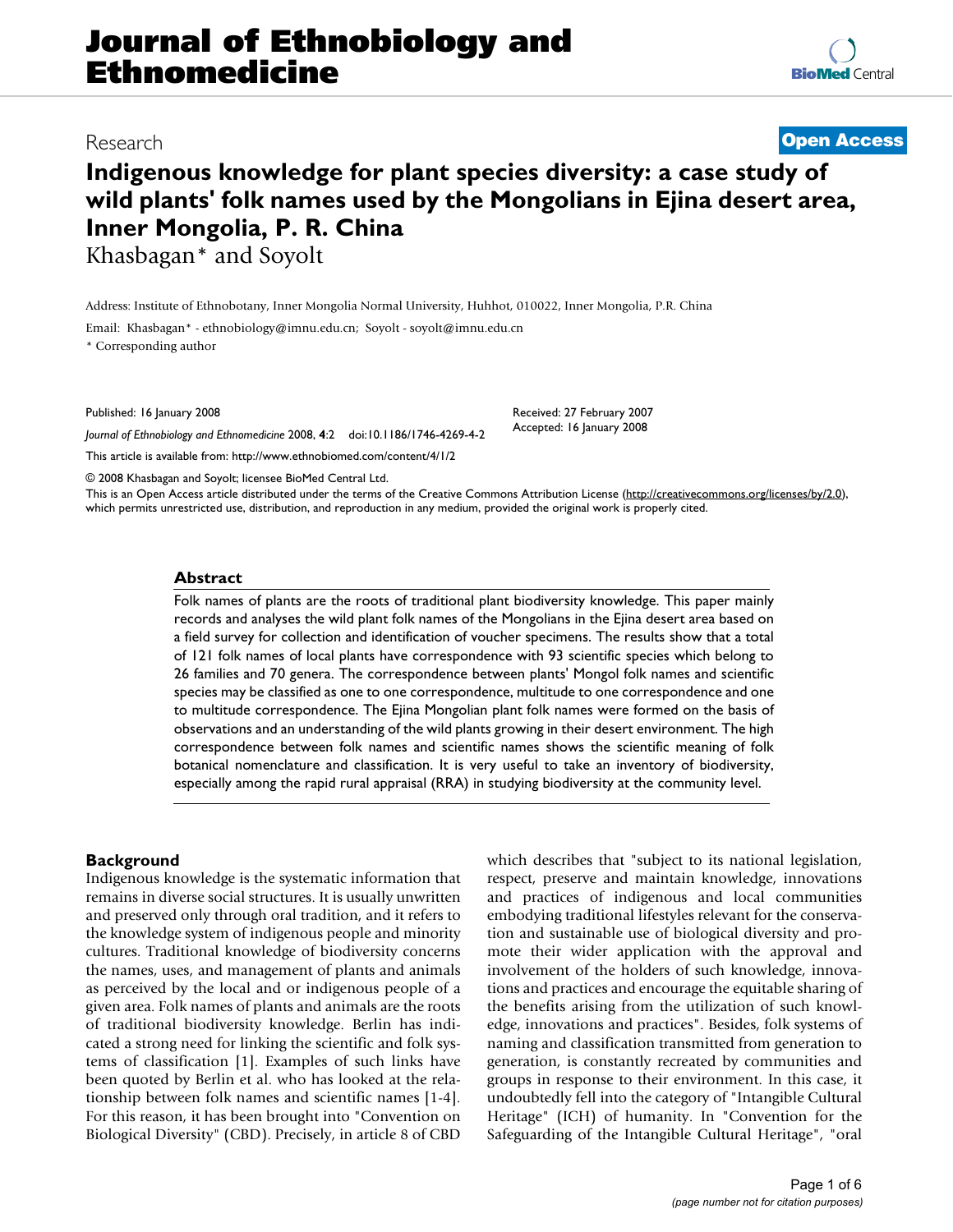# Journal of Ethnobiology and Ethnomedicine

Research

Open Access

## Indigenous knowledge for plant species diversity: a case study of wild plants' folk names used by the Mongolians in Ejina desert area, Inner Mongolia, P. R. China

Khasbagan* and Soyolt

Address: Institute of Ethnobotany, Inner Mongolia Normal University, Huhhot, 010022, Inner Mongolia, P.R. China

Email: Khasbagan* - ethnobiology@imnu.edu.cn; Soyolt - soyolt@imnu.edu.cn

* Corresponding author

Published: 16 January 2008

*Journal of Ethnobiology and Ethnomedicine* 2008, **4**:2 doi:10.1186/1746-4269-4-2

Received: 27 February 2007

Accepted: 16 January 2008

This article is available from: http://www.ethnobiomed.com/content/4/1/2

© 2008 Khasbagan and Soyolt; licensee BioMed Central Ltd.

This is an Open Access article distributed under the terms of the Creative Commons Attribution License (http://creativecommons.org/licenses/by/2.0), which permits unrestricted use, distribution, and reproduction in any medium, provided the original work is properly cited.

### Abstract

Folk names of plants are the roots of traditional plant biodiversity knowledge. This paper mainly records and analyses the wild plant folk names of the Mongolians in the Ejina desert area based on a field survey for collection and identification of voucher specimens. The results show that a total of 121 folk names of local plants have correspondence with 93 scientific species which belong to 26 families and 70 genera. The correspondence between plants' Mongol folk names and scientific species may be classified as one to one correspondence, multitude to one correspondence and one to multitude correspondence. The Ejina Mongolian plant folk names were formed on the basis of observations and an understanding of the wild plants growing in their desert environment. The high correspondence between folk names and scientific names shows the scientific meaning of folk botanical nomenclature and classification. It is very useful to take an inventory of biodiversity, especially among the rapid rural appraisal (RRA) in studying biodiversity at the community level.

### Background

Indigenous knowledge is the systematic information that remains in diverse social structures. It is usually unwritten and preserved only through oral tradition, and it refers to the knowledge system of indigenous people and minority cultures. Traditional knowledge of biodiversity concerns the names, uses, and management of plants and animals as perceived by the local and or indigenous people of a given area. Folk names of plants and animals are the roots of traditional biodiversity knowledge. Berlin has indicated a strong need for linking the scientific and folk systems of classification [1]. Examples of such links have been quoted by Berlin et al. who has looked at the relationship between folk names and scientific names [1-4]. For this reason, it has been brought into "Convention on Biological Diversity" (CBD). Precisely, in article 8 of CBD which describes that "subject to its national legislation, respect, preserve and maintain knowledge, innovations and practices of indigenous and local communities embodying traditional lifestyles relevant for the conservation and sustainable use of biological diversity and promote their wider application with the approval and involvement of the holders of such knowledge, innovations and practices and encourage the equitable sharing of the benefits arising from the utilization of such knowledge, innovations and practices". Besides, folk systems of naming and classification transmitted from generation to generation, is constantly recreated by communities and groups in response to their environment. In this case, it undoubtedly fell into the category of "Intangible Cultural Heritage" (ICH) of humanity. In "Convention for the Safeguarding of the Intangible Cultural Heritage", "oral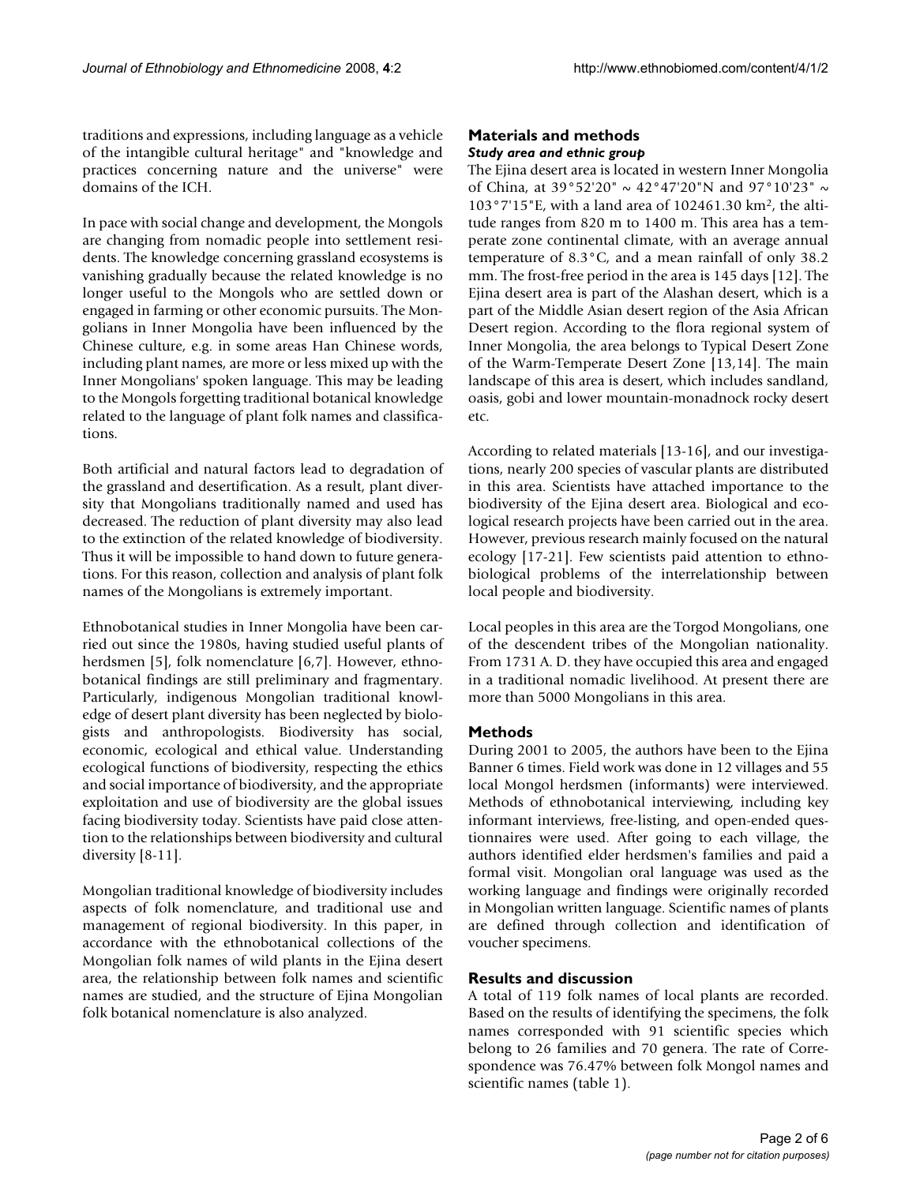traditions and expressions, including language as a vehicle of the intangible cultural heritage" and "knowledge and practices concerning nature and the universe" were domains of the ICH.

In pace with social change and development, the Mongols are changing from nomadic people into settlement residents. The knowledge concerning grassland ecosystems is vanishing gradually because the related knowledge is no longer useful to the Mongols who are settled down or engaged in farming or other economic pursuits. The Mongolians in Inner Mongolia have been influenced by the Chinese culture, e.g. in some areas Han Chinese words, including plant names, are more or less mixed up with the Inner Mongolians' spoken language. This may be leading to the Mongols forgetting traditional botanical knowledge related to the language of plant folk names and classifications.

Both artificial and natural factors lead to degradation of the grassland and desertification. As a result, plant diversity that Mongolians traditionally named and used has decreased. The reduction of plant diversity may also lead to the extinction of the related knowledge of biodiversity. Thus it will be impossible to hand down to future generations. For this reason, collection and analysis of plant folk names of the Mongolians is extremely important.

Ethnobotanical studies in Inner Mongolia have been carried out since the 1980s, having studied useful plants of herdsmen [5], folk nomenclature [6,7]. However, ethnobotanical findings are still preliminary and fragmentary. Particularly, indigenous Mongolian traditional knowledge of desert plant diversity has been neglected by biologists and anthropologists. Biodiversity has social, economic, ecological and ethical value. Understanding ecological functions of biodiversity, respecting the ethics and social importance of biodiversity, and the appropriate exploitation and use of biodiversity are the global issues facing biodiversity today. Scientists have paid close attention to the relationships between biodiversity and cultural diversity [8-11].

Mongolian traditional knowledge of biodiversity includes aspects of folk nomenclature, and traditional use and management of regional biodiversity. In this paper, in accordance with the ethnobotanical collections of the Mongolian folk names of wild plants in the Ejina desert area, the relationship between folk names and scientific names are studied, and the structure of Ejina Mongolian folk botanical nomenclature is also analyzed.

## Materials and methods

### *Study area and ethnic group*

The Ejina desert area is located in western Inner Mongolia of China, at 39°52'20" ~ 42°47'20"N and 97°10'23" ~ 103°7'15"E, with a land area of 102461.30 km$^2$, the altitude ranges from 820 m to 1400 m. This area has a temperate zone continental climate, with an average annual temperature of 8.3°C, and a mean rainfall of only 38.2 mm. The frost-free period in the area is 145 days [12]. The Ejina desert area is part of the Alashan desert, which is a part of the Middle Asian desert region of the Asia African Desert region. According to the flora regional system of Inner Mongolia, the area belongs to Typical Desert Zone of the Warm-Temperate Desert Zone [13,14]. The main landscape of this area is desert, which includes sandland, oasis, gobi and lower mountain-monadnock rocky desert etc.

According to related materials [13-16], and our investigations, nearly 200 species of vascular plants are distributed in this area. Scientists have attached importance to the biodiversity of the Ejina desert area. Biological and ecological research projects have been carried out in the area. However, previous research mainly focused on the natural ecology [17-21]. Few scientists paid attention to ethnobiological problems of the interrelationship between local people and biodiversity.

Local peoples in this area are the Torgod Mongolians, one of the descendent tribes of the Mongolian nationality. From 1731 A. D. they have occupied this area and engaged in a traditional nomadic livelihood. At present there are more than 5000 Mongolians in this area.

## Methods

During 2001 to 2005, the authors have been to the Ejina Banner 6 times. Field work was done in 12 villages and 55 local Mongol herdsmen (informants) were interviewed. Methods of ethnobotanical interviewing, including key informant interviews, free-listing, and open-ended questionnaires were used. After going to each village, the authors identified elder herdsmen's families and paid a formal visit. Mongolian oral language was used as the working language and findings were originally recorded in Mongolian written language. Scientific names of plants are defined through collection and identification of voucher specimens.

## Results and discussion

A total of 119 folk names of local plants are recorded. Based on the results of identifying the specimens, the folk names corresponded with 91 scientific species which belong to 26 families and 70 genera. The rate of Correspondence was 76.47% between folk Mongol names and scientific names (table 1).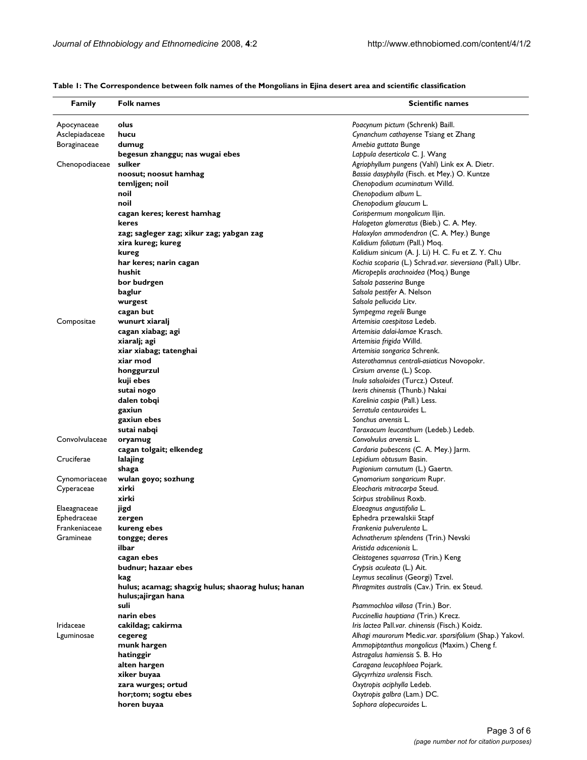**Table 1: The Correspondence between folk names of the Mongolians in Ejina desert area and scientific classification**

| Family | Folk names | Scientific names |
| --- | --- | --- |
| Apocynaceae | **olus** | *Poacynum pictum* (Schrenk) Baill. |
| Asclepiadaceae | **hucu** | *Cynanchum cathayense* Tsiang et Zhang |
| Boraginaceae | **dumug** | *Arnebia guttata* Bunge |
| | **begesun zhanggu; nas wugai ebes** | *Lappula deserticola* C. J. Wang |
| Chenopodiaceae | **sulker** | *Agriophyllum pungens* (Vahl) Link ex A. Dietr. |
| | **noosut; noosut hamhag** | *Bassia dasyphylla* (Fisch. et Mey.) O. Kuntze |
| | **temljgen; noil** | *Chenopodium acuminatum* Willd. |
| | **noil** | *Chenopodium album* L. |
| | **noil** | *Chenopodium glaucum* L. |
| | **cagan keres; kerest hamhag** | *Corispermum mongolicum* Iljin. |
| | **keres** | *Halogeton glomeratus* (Bieb.) C. A. Mey. |
| | **zag; sagleger zag; xikur zag; yabgan zag** | *Haloxylon ammodendron* (C. A. Mey.) Bunge |
| | **xira kureg; kureg** | *Kalidium foliatum* (Pall.) Moq. |
| | **kureg** | *Kalidium sinicum* (A. J. Li) H. C. Fu et Z. Y. Chu |
| | **har keres; narin cagan** | *Kochia scoparia* (L.) Schrad.*var. sieversiana* (Pall.) Ulbr. |
| | **hushit** | *Micropeplis arachnoidea* (Moq.) Bunge |
| | **bor budrgen** | *Salsola passerina* Bunge |
| | **baglur** | *Salsola pestifer* A. Nelson |
| | **wurgest** | *Salsola pellucida* Litv. |
| | **cagan but** | *Sympegma regelii* Bunge |
| Compositae | **wunurt xiaralj** | *Artemisia caespitosa* Ledeb. |
| | **cagan xiabag; agi** | *Artemisia dalai-lamae* Krasch. |
| | **xiaralj; agi** | *Artemisia frigida* Willd. |
| | **xiar xiabag; tatenghai** | *Artemisia songarica* Schrenk. |
| | **xiar mod** | *Asterothamnus centrali-asiaticus* Novopokr. |
| | **honggurzul** | *Cirsium arvense* (L.) Scop. |
| | **kuji ebes** | *Inula salsoloides* (Turcz.) Osteuf. |
| | **sutai nogo** | *Ixeris chinensis* (Thunb.) Nakai |
| | **dalen tobqi** | *Karelinia caspia* (Pall.) Less. |
| | **gaxiun** | *Serratula centauroides* L. |
| | **gaxiun ebes** | *Sonchus arvensis* L. |
| | **sutai nabqi** | *Taraxacum leucanthum* (Ledeb.) Ledeb. |
| Convolvulaceae | **oryamug** | *Convolvulus arvensis* L. |
| | **cagan tolgait; elkendeg** | *Cardaria pubescens* (C. A. Mey.) Jarm. |
| Cruciferae | **lalajing** | *Lepidium obtusum* Basin. |
| | **shaga** | *Pugionium cornutum* (L.) Gaertn. |
| Cynomoriaceae | **wulan goyo; sozhung** | *Cynomorium songaricum* Rupr. |
| Cyperaceae | **xirki** | *Eleocharis mitracarpa* Steud. |
| | **xirki** | *Scirpus strobilinus* Roxb. |
| Elaeagnaceae | **jigd** | *Elaeagnus angustifolia* L. |
| Ephedraceae | **zergen** | Ephedra przewalskii Stapf |
| Frankeniaceae | **kureng ebes** | *Frankenia pulverulenta* L. |
| Gramineae | **tongge; deres** | *Achnatherum splendens* (Trin.) Nevski |
| | **ilbar** | *Aristida adscenionis* L. |
| | **cagan ebes** | *Cleistogenes squarrosa* (Trin.) Keng |
| | **budnur; hazaar ebes** | *Crypsis aculeata* (L.) Ait. |
| | **kag** | *Leymus secalinus* (Georgi) Tzvel. |
| | **hulus; acamag; shagxig hulus; shaorag hulus; hanan hulus;ajirgan hana** | *Phragmites australis* (Cav.) Trin. ex Steud. |
| | **suli** | *Psammochloa villosa* (Trin.) Bor. |
| | **narin ebes** | *Puccinellia hauptiana* (Trin.) Krecz. |
| Iridaceae | **cakildag; cakirma** | *Iris lactea* Pall.*var. chinensis* (Fisch.) Koidz. |
| Lguminosae | **cegereg** | *Alhagi maurorum* Medic.*var. sparsifolium* (Shap.) Yakovl. |
| | **munk hargen** | *Ammopiptanthus mongolicus* (Maxim.) Cheng f. |
| | **hatinggir** | *Astragalus hamiensis* S. B. Ho |
| | **alten hargen** | *Caragana leucophloea* Pojark. |
| | **xiker buyaa** | *Glycyrrhiza uralensis* Fisch. |
| | **zara wurges; ortud** | *Oxytropis aciphylla* Ledeb. |
| | **hor;tom; sogtu ebes** | *Oxytropis galbra* (Lam.) DC. |
| | **horen buyaa** | *Sophora alopecuroides* L. |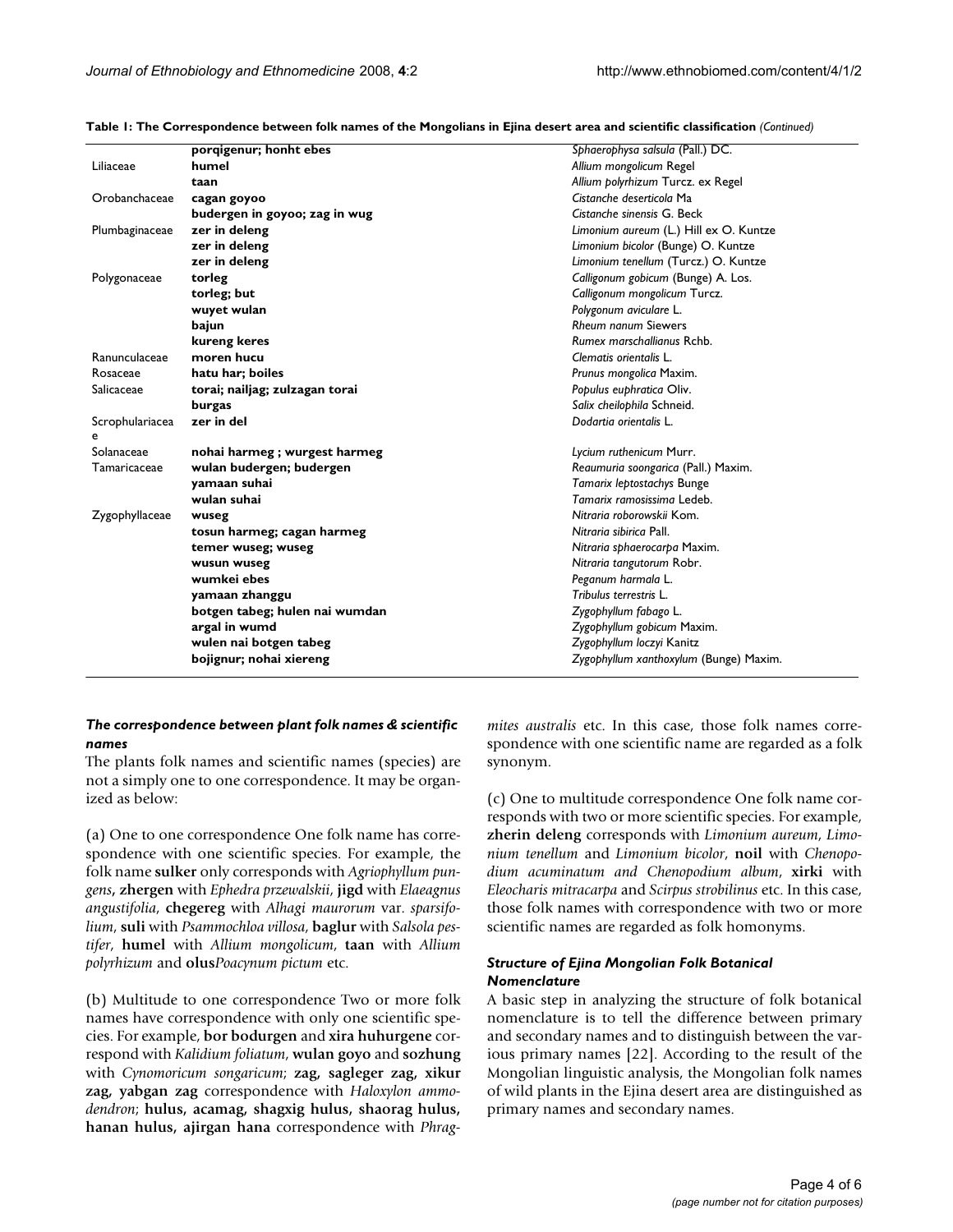**Table 1: The Correspondence between folk names of the Mongolians in Ejina desert area and scientific classification** *(Continued)*

| | | |
|---|---|---|
| | **porqigenur; honht ebes** | *Sphaerophysa salsula* (Pall.) DC. |
| Liliaceae | **humel** | *Allium mongolicum* Regel |
| | **taan** | *Allium polyrhizum* Turcz. ex Regel |
| Orobanchaceae | **cagan goyoo** | *Cistanche deserticola* Ma |
| | **budergen in goyoo; zag in wug** | *Cistanche sinensis* G. Beck |
| Plumbaginaceae | **zer in deleng** | *Limonium aureum* (L.) Hill ex O. Kuntze |
| | **zer in deleng** | *Limonium bicolor* (Bunge) O. Kuntze |
| | **zer in deleng** | *Limonium tenellum* (Turcz.) O. Kuntze |
| Polygonaceae | **torleg** | *Calligonum gobicum* (Bunge) A. Los. |
| | **torleg; but** | *Calligonum mongolicum* Turcz. |
| | **wuyet wulan** | *Polygonum aviculare* L. |
| | **bajun** | *Rheum nanum* Siewers |
| | **kureng keres** | *Rumex marschallianus* Rchb. |
| Ranunculaceae | **moren hucu** | *Clematis orientalis* L. |
| Rosaceae | **hatu har; boiles** | *Prunus mongolica* Maxim. |
| Salicaceae | **torai; nailjag; zulzagan torai** | *Populus euphratica* Oliv. |
| | **burgas** | *Salix cheilophila* Schneid. |
| Scrophulariaceae | **zer in del** | *Dodartia orientalis* L. |
| Solanaceae | **nohai harmeg ; wurgest harmeg** | *Lycium ruthenicum* Murr. |
| Tamaricaceae | **wulan budergen; budergen** | *Reaumuria soongarica* (Pall.) Maxim. |
| | **yamaan suhai** | *Tamarix leptostachys* Bunge |
| | **wulan suhai** | *Tamarix ramosissima* Ledeb. |
| Zygophyllaceae | **wuseg** | *Nitraria roborowskii* Kom. |
| | **tosun harmeg; cagan harmeg** | *Nitraria sibirica* Pall. |
| | **temer wuseg; wuseg** | *Nitraria sphaerocarpa* Maxim. |
| | **wusun wuseg** | *Nitraria tangutorum* Robr. |
| | **wumkei ebes** | *Peganum harmala* L. |
| | **yamaan zhanggu** | *Tribulus terrestris* L. |
| | **botgen tabeg; hulen nai wumdan** | *Zygophyllum fabago* L. |
| | **argal in wumd** | *Zygophyllum gobicum* Maxim. |
| | **wulen nai botgen tabeg** | *Zygophyllum loczyi* Kanitz |
| | **bojignur; nohai xiereng** | *Zygophyllum xanthoxylum* (Bunge) Maxim. |

### *The correspondence between plant folk names & scientific names*

The plants folk names and scientific names (species) are not a simply one to one correspondence. It may be organized as below:

(a) One to one correspondence One folk name has correspondence with one scientific species. For example, the folk name **sulker** only corresponds with *Agriophyllum pungens*, **zhergen** with *Ephedra przewalskii*, **jigd** with *Elaeagnus angustifolia*, **chegereg** with *Alhagi maurorum* var. *sparsifolium*, **suli** with *Psammochloa villosa*, **baglur** with *Salsola pestifer*, **humel** with *Allium mongolicum*, **taan** with *Allium polyrhizum* and **olus***Poacynum pictum* etc.

(b) Multitude to one correspondence Two or more folk names have correspondence with only one scientific species. For example, **bor bodurgen** and **xira huhurgene** correspond with *Kalidium foliatum*, **wulan goyo** and **sozhung** with *Cynomoricum songaricum*; **zag, sagleger zag, xikur zag, yabgan zag** correspondence with *Haloxylon ammodendron*; **hulus, acamag, shagxig hulus, shaorag hulus, hanan hulus, ajirgan hana** correspondence with *Phragmites australis* etc. In this case, those folk names correspondence with one scientific name are regarded as a folk synonym.

(c) One to multitude correspondence One folk name corresponds with two or more scientific species. For example, **zherin deleng** corresponds with *Limonium aureum*, *Limonium tenellum* and *Limonium bicolor*, **noil** with *Chenopodium acuminatum and Chenopodium album*, **xirki** with *Eleocharis mitracarpa* and *Scirpus strobilinus* etc. In this case, those folk names with correspondence with two or more scientific names are regarded as folk homonyms.

### *Structure of Ejina Mongolian Folk Botanical Nomenclature*

A basic step in analyzing the structure of folk botanical nomenclature is to tell the difference between primary and secondary names and to distinguish between the various primary names [22]. According to the result of the Mongolian linguistic analysis, the Mongolian folk names of wild plants in the Ejina desert area are distinguished as primary names and secondary names.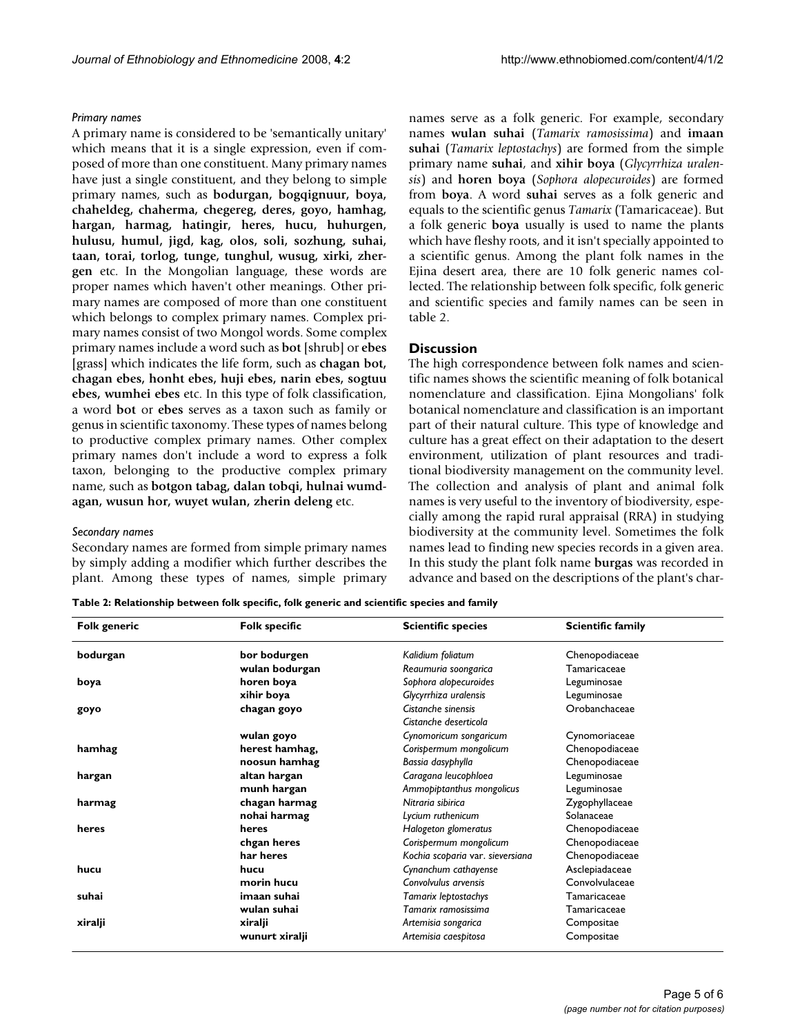#### Primary names

A primary name is considered to be 'semantically unitary' which means that it is a single expression, even if composed of more than one constituent. Many primary names have just a single constituent, and they belong to simple primary names, such as **bodurgan, bogqignuur, boya, chaheldeg, chaherma, chegereg, deres, goyo, hamhag, hargan, harmag, hatingir, heres, hucu, huhurgen, hulusu, humul, jigd, kag, olos, soli, sozhung, suhai, taan, torai, torlog, tunge, tunghul, wusug, xirki, zhergen** etc. In the Mongolian language, these words are proper names which haven't other meanings. Other primary names are composed of more than one constituent which belongs to complex primary names. Complex primary names consist of two Mongol words. Some complex primary names include a word such as **bot** [shrub] or **ebes** [grass] which indicates the life form, such as **chagan bot, chagan ebes, honht ebes, huji ebes, narin ebes, sogtuu ebes, wumhei ebes** etc. In this type of folk classification, a word **bot** or **ebes** serves as a taxon such as family or genus in scientific taxonomy. These types of names belong to productive complex primary names. Other complex primary names don't include a word to express a folk taxon, belonging to the productive complex primary name, such as **botgon tabag, dalan tobqi, hulnai wumdagan, wusun hor, wuyet wulan, zherin deleng** etc.

#### Secondary names

Secondary names are formed from simple primary names by simply adding a modifier which further describes the plant. Among these types of names, simple primary names serve as a folk generic. For example, secondary names **wulan suhai** (*Tamarix ramosissima*) and **imaan suhai** (*Tamarix leptostachys*) are formed from the simple primary name **suhai**, and **xihir boya** (*Glycyrrhiza uralensis*) and **horen boya** (*Sophora alopecuroides*) are formed from **boya**. A word **suhai** serves as a folk generic and equals to the scientific genus *Tamarix* (Tamaricaceae). But a folk generic **boya** usually is used to name the plants which have fleshy roots, and it isn't specially appointed to a scientific genus. Among the plant folk names in the Ejina desert area, there are 10 folk generic names collected. The relationship between folk specific, folk generic and scientific species and family names can be seen in table 2.

## Discussion

The high correspondence between folk names and scientific names shows the scientific meaning of folk botanical nomenclature and classification. Ejina Mongolians' folk botanical nomenclature and classification is an important part of their natural culture. This type of knowledge and culture has a great effect on their adaptation to the desert environment, utilization of plant resources and traditional biodiversity management on the community level. The collection and analysis of plant and animal folk names is very useful to the inventory of biodiversity, especially among the rapid rural appraisal (RRA) in studying biodiversity at the community level. Sometimes the folk names lead to finding new species records in a given area. In this study the plant folk name **burgas** was recorded in advance and based on the descriptions of the plant's char-

**Table 2: Relationship between folk specific, folk generic and scientific species and family**

| Folk generic | Folk specific | Scientific species | Scientific family |
|---|---|---|---|
| **bodurgan** | **bor bodurgen** | *Kalidium foliatum* | Chenopodiaceae |
| | **wulan bodurgan** | *Reaumuria soongarica* | Tamaricaceae |
| **boya** | **horen boya** | *Sophora alopecuroides* | Leguminosae |
| | **xihir boya** | *Glycyrrhiza uralensis* | Leguminosae |
| **goyo** | **chagan goyo** | *Cistanche sinensis* | Orobanchaceae |
| | | *Cistanche deserticola* | |
| | **wulan goyo** | *Cynomoricum songaricum* | Cynomoriaceae |
| **hamhag** | **herest hamhag,** | *Corispermum mongolicum* | Chenopodiaceae |
| | **noosun hamhag** | *Bassia dasyphylla* | Chenopodiaceae |
| **hargan** | **altan hargan** | *Caragana leucophloea* | Leguminosae |
| | **munh hargan** | *Ammopiptanthus mongolicus* | Leguminosae |
| **harmag** | **chagan harmag** | *Nitraria sibirica* | Zygophyllaceae |
| | **nohai harmag** | *Lycium ruthenicum* | Solanaceae |
| **heres** | **heres** | *Halogeton glomeratus* | Chenopodiaceae |
| | **chgan heres** | *Corispermum mongolicum* | Chenopodiaceae |
| | **har heres** | *Kochia scoparia var. sieversiana* | Chenopodiaceae |
| **hucu** | **hucu** | *Cynanchum cathayense* | Asclepiadaceae |
| | **morin hucu** | *Convolvulus arvensis* | Convolvulaceae |
| **suhai** | **imaan suhai** | *Tamarix leptostachys* | Tamaricaceae |
| | **wulan suhai** | *Tamarix ramosissima* | Tamaricaceae |
| **xiralji** | **xiralji** | *Artemisia songarica* | Compositae |
| | **wunurt xiralji** | *Artemisia caespitosa* | Compositae |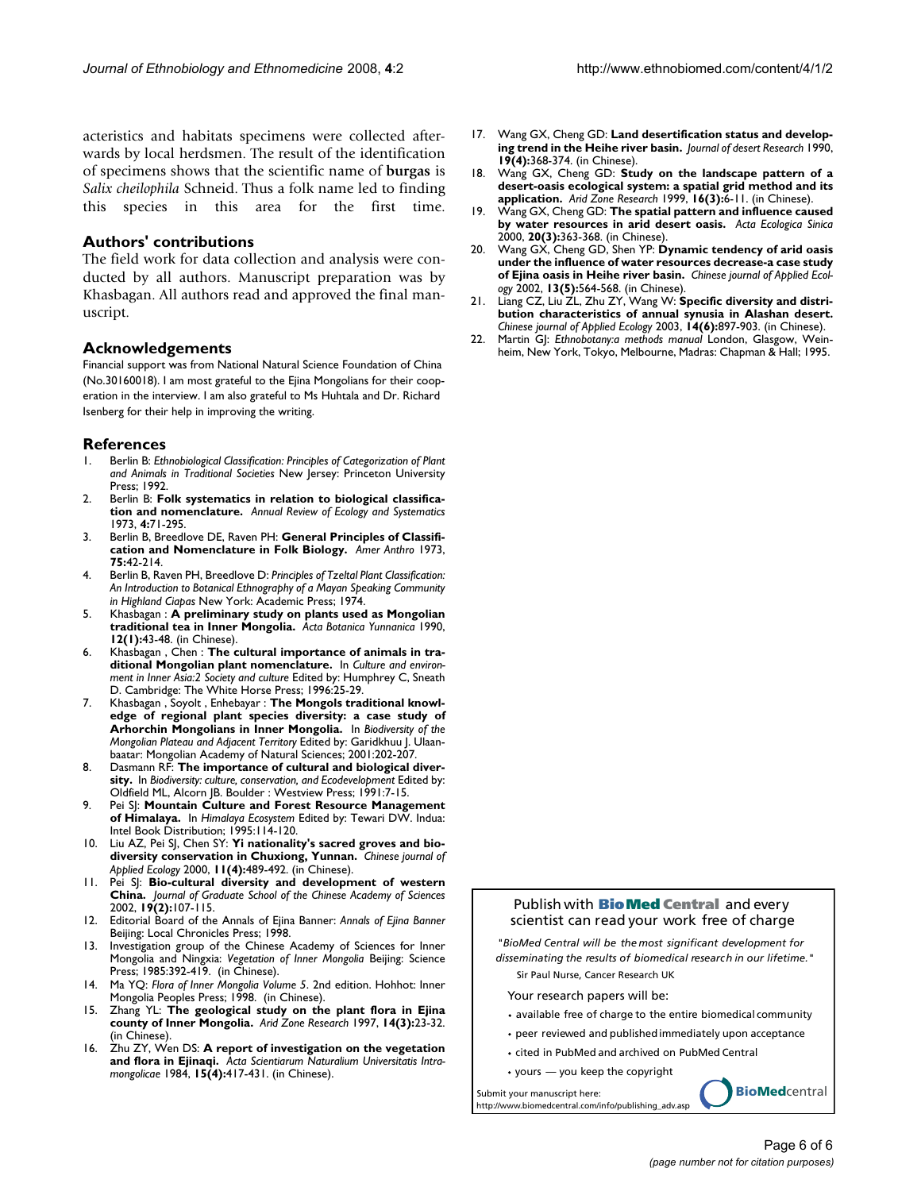acteristics and habitats specimens were collected afterwards by local herdsmen. The result of the identification of specimens shows that the scientific name of **burgas** is *Salix cheilophila* Schneid. Thus a folk name led to finding this species in this area for the first time.

## Authors' contributions

The field work for data collection and analysis were conducted by all authors. Manuscript preparation was by Khasbagan. All authors read and approved the final manuscript.

## Acknowledgements

Financial support was from National Natural Science Foundation of China (No.30160018). I am most grateful to the Ejina Mongolians for their cooperation in the interview. I am also grateful to Ms Huhtala and Dr. Richard Isenberg for their help in improving the writing.

## References

1. Berlin B: *Ethnobiological Classification: Principles of Categorization of Plant and Animals in Traditional Societies* New Jersey: Princeton University Press; 1992.
2. Berlin B: **Folk systematics in relation to biological classification and nomenclature.** *Annual Review of Ecology and Systematics* 1973, **4:**71-295.
3. Berlin B, Breedlove DE, Raven PH: **General Principles of Classification and Nomenclature in Folk Biology.** *Amer Anthro* 1973, **75:**42-214.
4. Berlin B, Raven PH, Breedlove D: *Principles of Tzeltal Plant Classification: An Introduction to Botanical Ethnography of a Mayan Speaking Community in Highland Ciapas* New York: Academic Press; 1974.
5. Khasbagan : **A preliminary study on plants used as Mongolian traditional tea in Inner Mongolia.** *Acta Botanica Yunnanica* 1990, **12(1):**43-48. (in Chinese).
6. Khasbagan , Chen : **The cultural importance of animals in traditional Mongolian plant nomenclature.** In *Culture and environment in Inner Asia:2 Society and culture* Edited by: Humphrey C, Sneath D. Cambridge: The White Horse Press; 1996:25-29.
7. Khasbagan , Soyolt , Enhebayar : **The Mongols traditional knowledge of regional plant species diversity: a case study of Arhorchin Mongolians in Inner Mongolia.** In *Biodiversity of the Mongolian Plateau and Adjacent Territory* Edited by: Garidkhuu J. Ulaanbaatar: Mongolian Academy of Natural Sciences; 2001:202-207.
8. Dasmann RF: **The importance of cultural and biological diversity.** In *Biodiversity: culture, conservation, and Ecodevelopment* Edited by: Oldfield ML, Alcorn JB. Boulder : Westview Press; 1991:7-15.
9. Pei SJ: **Mountain Culture and Forest Resource Management of Himalaya.** In *Himalaya Ecosystem* Edited by: Tewari DW. Indua: Intel Book Distribution; 1995:114-120.
10. Liu AZ, Pei SJ, Chen SY: **Yi nationality's sacred groves and biodiversity conservation in Chuxiong, Yunnan.** *Chinese journal of Applied Ecology* 2000, **11(4):**489-492. (in Chinese).
11. Pei SJ: **Bio-cultural diversity and development of western China.** *Journal of Graduate School of the Chinese Academy of Sciences* 2002, **19(2):**107-115.
12. Editorial Board of the Annals of Ejina Banner: *Annals of Ejina Banner* Beijing: Local Chronicles Press; 1998.
13. Investigation group of the Chinese Academy of Sciences for Inner Mongolia and Ningxia: *Vegetation of Inner Mongolia* Beijing: Science Press; 1985:392-419. (in Chinese).
14. Ma YQ: *Flora of Inner Mongolia Volume 5*. 2nd edition. Hohhot: Inner Mongolia Peoples Press; 1998. (in Chinese).
15. Zhang YL: **The geological study on the plant flora in Ejina county of Inner Mongolia.** *Arid Zone Research* 1997, **14(3):**23-32. (in Chinese).
16. Zhu ZY, Wen DS: **A report of investigation on the vegetation and flora in Ejinaqi.** *Acta Scientiarum Naturalium Universitatis Intramongolicae* 1984, **15(4):**417-431. (in Chinese).
17. Wang GX, Cheng GD: **Land desertification status and developing trend in the Heihe river basin.** *Journal of desert Research* 1990, **19(4):**368-374. (in Chinese).
18. Wang GX, Cheng GD: **Study on the landscape pattern of a desert-oasis ecological system: a spatial grid method and its application.** *Arid Zone Research* 1999, **16(3):**6-11. (in Chinese).
19. Wang GX, Cheng GD: **The spatial pattern and influence caused by water resources in arid desert oasis.** *Acta Ecologica Sinica* 2000, **20(3):**363-368. (in Chinese).
20. Wang GX, Cheng GD, Shen YP: **Dynamic tendency of arid oasis under the influence of water resources decrease-a case study of Ejina oasis in Heihe river basin.** *Chinese journal of Applied Ecology* 2002, **13(5):**564-568. (in Chinese).
21. Liang CZ, Liu ZL, Zhu ZY, Wang W: **Specific diversity and distribution characteristics of annual synusia in Alashan desert.** *Chinese journal of Applied Ecology* 2003, **14(6):**897-903. (in Chinese).
22. Martin GJ: *Ethnobotany:a methods manual* London, Glasgow, Weinheim, New York, Tokyo, Melbourne, Madras: Chapman & Hall; 1995.

Publish with **BioMed Central** and every scientist can read your work free of charge

*"BioMed Central will be the most significant development for disseminating the results of biomedical research in our lifetime."*

Sir Paul Nurse, Cancer Research UK

Your research papers will be:

- available free of charge to the entire biomedical community
- peer reviewed and published immediately upon acceptance
- cited in PubMed and archived on PubMed Central
- yours — you keep the copyright

Submit your manuscript here:
http://www.biomedcentral.com/info/publishing_adv.asp

BioMedcentral